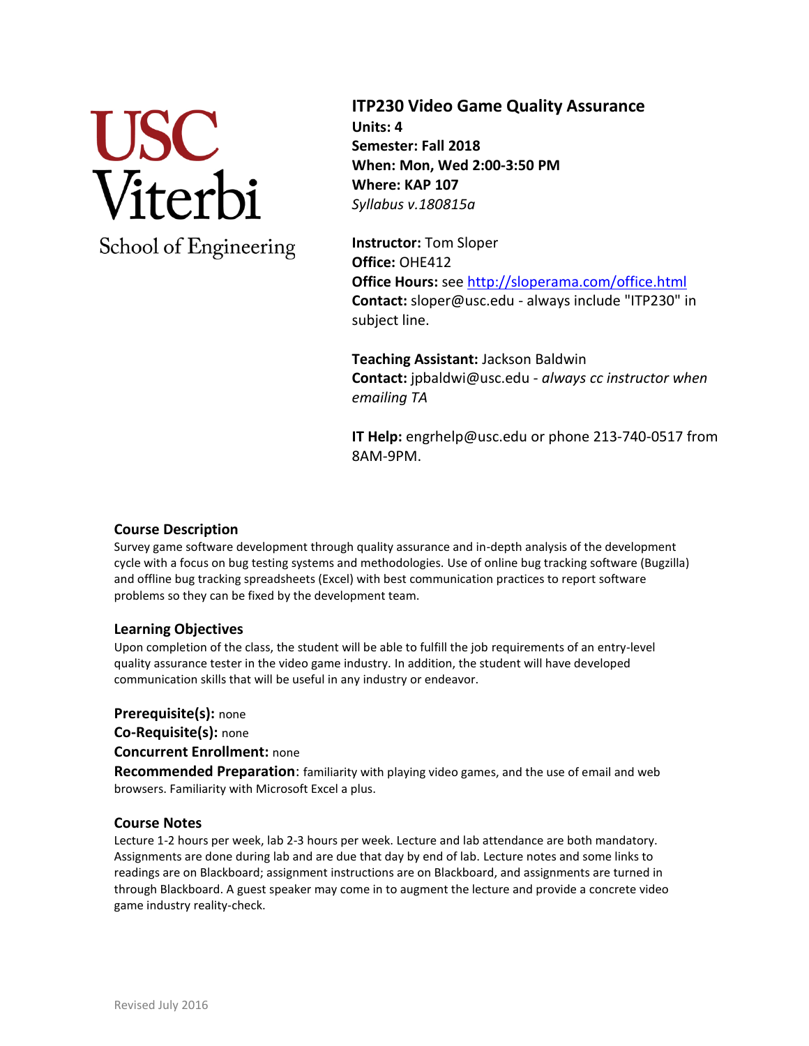USC Viterbi School of Engineering

# ITP230 Video Game Quality Assurance

**Units: 4**
**Semester: Fall 2018**
**When: Mon, Wed 2:00-3:50 PM**
**Where: KAP 107**
*Syllabus v.180815a*

**Instructor:** Tom Sloper
**Office:** OHE412
**Office Hours:** see http://sloperama.com/office.html
**Contact:** sloper@usc.edu - always include "ITP230" in subject line.

**Teaching Assistant:** Jackson Baldwin
**Contact:** jpbaldwi@usc.edu - *always cc instructor when emailing TA*

**IT Help:** engrhelp@usc.edu or phone 213-740-0517 from 8AM-9PM.

### Course Description

Survey game software development through quality assurance and in-depth analysis of the development cycle with a focus on bug testing systems and methodologies. Use of online bug tracking software (Bugzilla) and offline bug tracking spreadsheets (Excel) with best communication practices to report software problems so they can be fixed by the development team.

### Learning Objectives

Upon completion of the class, the student will be able to fulfill the job requirements of an entry-level quality assurance tester in the video game industry. In addition, the student will have developed communication skills that will be useful in any industry or endeavor.

**Prerequisite(s):** none
**Co-Requisite(s):** none
**Concurrent Enrollment:** none
**Recommended Preparation**: familiarity with playing video games, and the use of email and web browsers. Familiarity with Microsoft Excel a plus.

### Course Notes

Lecture 1-2 hours per week, lab 2-3 hours per week. Lecture and lab attendance are both mandatory. Assignments are done during lab and are due that day by end of lab. Lecture notes and some links to readings are on Blackboard; assignment instructions are on Blackboard, and assignments are turned in through Blackboard. A guest speaker may come in to augment the lecture and provide a concrete video game industry reality-check.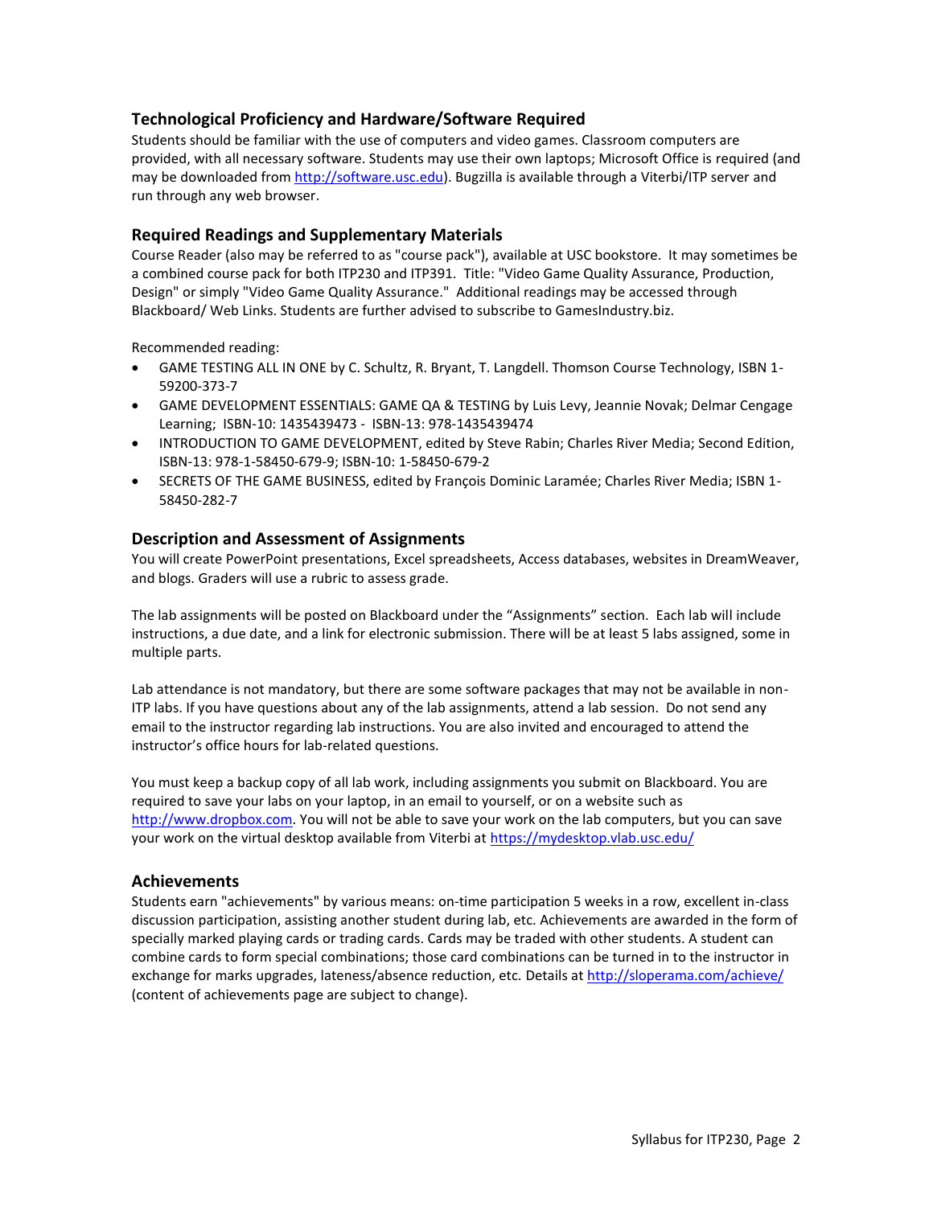## Technological Proficiency and Hardware/Software Required

Students should be familiar with the use of computers and video games. Classroom computers are provided, with all necessary software. Students may use their own laptops; Microsoft Office is required (and may be downloaded from http://software.usc.edu). Bugzilla is available through a Viterbi/ITP server and run through any web browser.

## Required Readings and Supplementary Materials

Course Reader (also may be referred to as "course pack"), available at USC bookstore. It may sometimes be a combined course pack for both ITP230 and ITP391. Title: "Video Game Quality Assurance, Production, Design" or simply "Video Game Quality Assurance." Additional readings may be accessed through Blackboard/ Web Links. Students are further advised to subscribe to GamesIndustry.biz.

Recommended reading:

- GAME TESTING ALL IN ONE by C. Schultz, R. Bryant, T. Langdell. Thomson Course Technology, ISBN 1-59200-373-7
- GAME DEVELOPMENT ESSENTIALS: GAME QA & TESTING by Luis Levy, Jeannie Novak; Delmar Cengage Learning; ISBN-10: 1435439473 - ISBN-13: 978-1435439474
- INTRODUCTION TO GAME DEVELOPMENT, edited by Steve Rabin; Charles River Media; Second Edition, ISBN-13: 978-1-58450-679-9; ISBN-10: 1-58450-679-2
- SECRETS OF THE GAME BUSINESS, edited by François Dominic Laramée; Charles River Media; ISBN 1-58450-282-7

## Description and Assessment of Assignments

You will create PowerPoint presentations, Excel spreadsheets, Access databases, websites in DreamWeaver, and blogs. Graders will use a rubric to assess grade.

The lab assignments will be posted on Blackboard under the "Assignments" section. Each lab will include instructions, a due date, and a link for electronic submission. There will be at least 5 labs assigned, some in multiple parts.

Lab attendance is not mandatory, but there are some software packages that may not be available in non-ITP labs. If you have questions about any of the lab assignments, attend a lab session. Do not send any email to the instructor regarding lab instructions. You are also invited and encouraged to attend the instructor's office hours for lab-related questions.

You must keep a backup copy of all lab work, including assignments you submit on Blackboard. You are required to save your labs on your laptop, in an email to yourself, or on a website such as http://www.dropbox.com. You will not be able to save your work on the lab computers, but you can save your work on the virtual desktop available from Viterbi at https://mydesktop.vlab.usc.edu/

## Achievements

Students earn "achievements" by various means: on-time participation 5 weeks in a row, excellent in-class discussion participation, assisting another student during lab, etc. Achievements are awarded in the form of specially marked playing cards or trading cards. Cards may be traded with other students. A student can combine cards to form special combinations; those card combinations can be turned in to the instructor in exchange for marks upgrades, lateness/absence reduction, etc. Details at http://sloperama.com/achieve/ (content of achievements page are subject to change).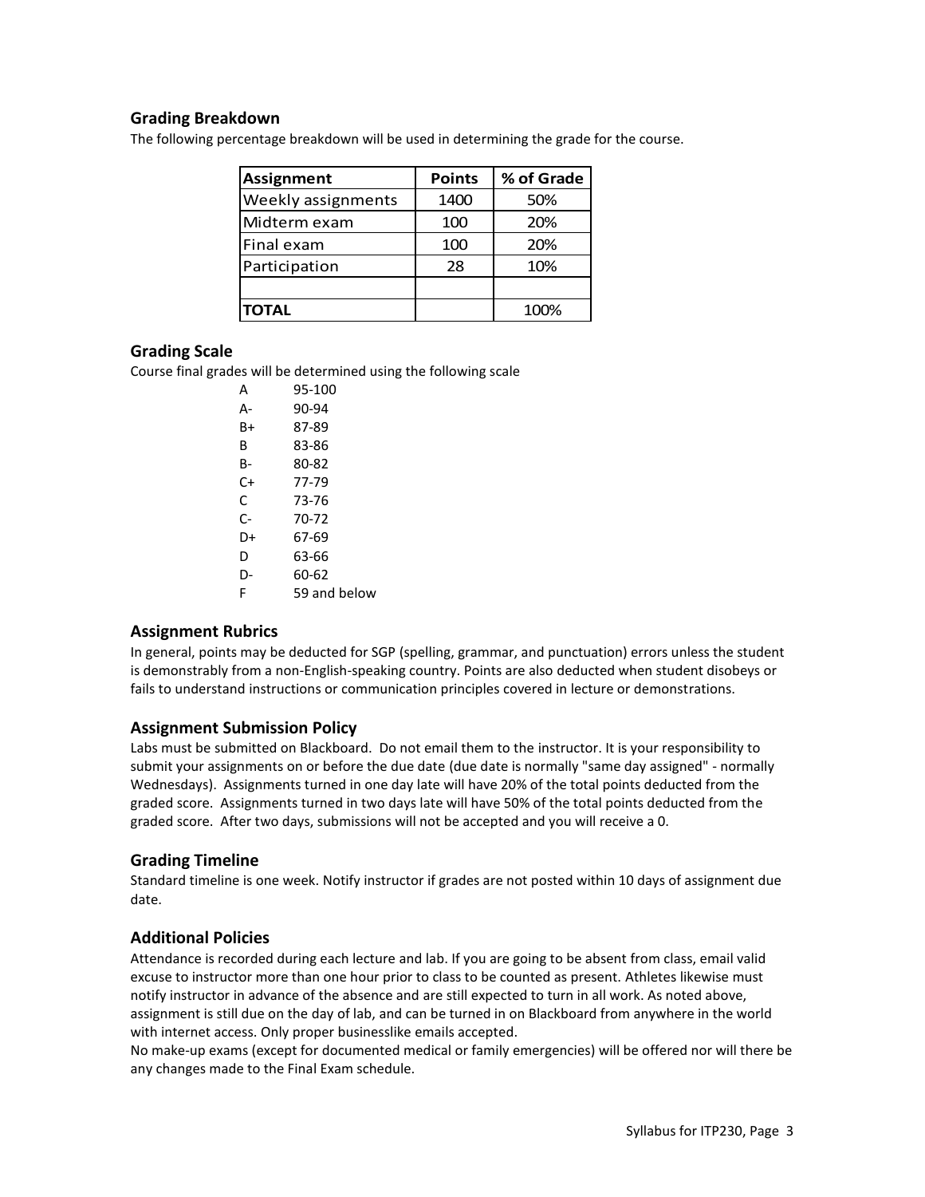## Grading Breakdown

The following percentage breakdown will be used in determining the grade for the course.

| Assignment | Points | % of Grade |
|---|---|---|
| Weekly assignments | 1400 | 50% |
| Midterm exam | 100 | 20% |
| Final exam | 100 | 20% |
| Participation | 28 | 10% |
| | | |
| **TOTAL** | | 100% |

## Grading Scale

Course final grades will be determined using the following scale

| | |
|---|---|
| A | 95-100 |
| A- | 90-94 |
| B+ | 87-89 |
| B | 83-86 |
| B- | 80-82 |
| C+ | 77-79 |
| C | 73-76 |
| C- | 70-72 |
| D+ | 67-69 |
| D | 63-66 |
| D- | 60-62 |
| F | 59 and below |

## Assignment Rubrics

In general, points may be deducted for SGP (spelling, grammar, and punctuation) errors unless the student is demonstrably from a non-English-speaking country. Points are also deducted when student disobeys or fails to understand instructions or communication principles covered in lecture or demonstrations.

## Assignment Submission Policy

Labs must be submitted on Blackboard. Do not email them to the instructor. It is your responsibility to submit your assignments on or before the due date (due date is normally "same day assigned" - normally Wednesdays). Assignments turned in one day late will have 20% of the total points deducted from the graded score. Assignments turned in two days late will have 50% of the total points deducted from the graded score. After two days, submissions will not be accepted and you will receive a 0.

## Grading Timeline

Standard timeline is one week. Notify instructor if grades are not posted within 10 days of assignment due date.

## Additional Policies

Attendance is recorded during each lecture and lab. If you are going to be absent from class, email valid excuse to instructor more than one hour prior to class to be counted as present. Athletes likewise must notify instructor in advance of the absence and are still expected to turn in all work. As noted above, assignment is still due on the day of lab, and can be turned in on Blackboard from anywhere in the world with internet access. Only proper businesslike emails accepted.

No make-up exams (except for documented medical or family emergencies) will be offered nor will there be any changes made to the Final Exam schedule.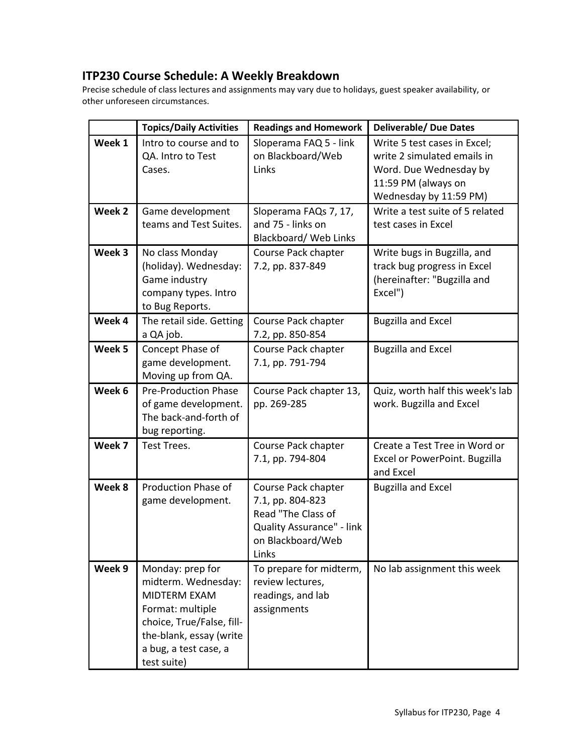## ITP230 Course Schedule: A Weekly Breakdown

Precise schedule of class lectures and assignments may vary due to holidays, guest speaker availability, or other unforeseen circumstances.

| | Topics/Daily Activities | Readings and Homework | Deliverable/ Due Dates |
|---|---|---|---|
| **Week 1** | Intro to course and to QA. Intro to Test Cases. | Sloperama FAQ 5 - link on Blackboard/Web Links | Write 5 test cases in Excel; write 2 simulated emails in Word. Due Wednesday by 11:59 PM (always on Wednesday by 11:59 PM) |
| **Week 2** | Game development teams and Test Suites. | Sloperama FAQs 7, 17, and 75 - links on Blackboard/ Web Links | Write a test suite of 5 related test cases in Excel |
| **Week 3** | No class Monday (holiday). Wednesday: Game industry company types. Intro to Bug Reports. | Course Pack chapter 7.2, pp. 837-849 | Write bugs in Bugzilla, and track bug progress in Excel (hereinafter: "Bugzilla and Excel") |
| **Week 4** | The retail side. Getting a QA job. | Course Pack chapter 7.2, pp. 850-854 | Bugzilla and Excel |
| **Week 5** | Concept Phase of game development. Moving up from QA. | Course Pack chapter 7.1, pp. 791-794 | Bugzilla and Excel |
| **Week 6** | Pre-Production Phase of game development. The back-and-forth of bug reporting. | Course Pack chapter 13, pp. 269-285 | Quiz, worth half this week's lab work. Bugzilla and Excel |
| **Week 7** | Test Trees. | Course Pack chapter 7.1, pp. 794-804 | Create a Test Tree in Word or Excel or PowerPoint. Bugzilla and Excel |
| **Week 8** | Production Phase of game development. | Course Pack chapter 7.1, pp. 804-823 Read "The Class of Quality Assurance" - link on Blackboard/Web Links | Bugzilla and Excel |
| **Week 9** | Monday: prep for midterm. Wednesday: MIDTERM EXAM Format: multiple choice, True/False, fill-the-blank, essay (write a bug, a test case, a test suite) | To prepare for midterm, review lectures, readings, and lab assignments | No lab assignment this week |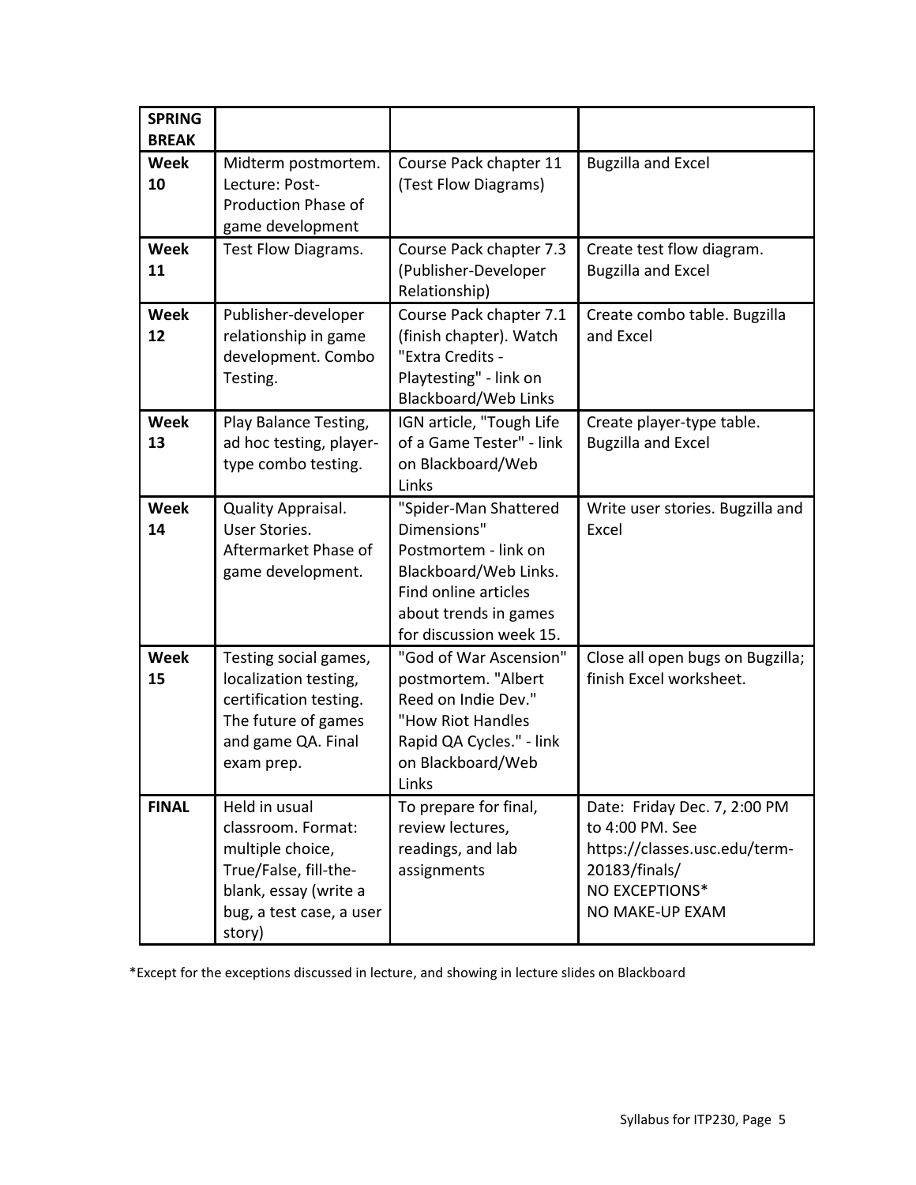| **SPRING BREAK** | | | |
|---|---|---|---|
| **Week 10** | Midterm postmortem. Lecture: Post-Production Phase of game development | Course Pack chapter 11 (Test Flow Diagrams) | Bugzilla and Excel |
| **Week 11** | Test Flow Diagrams. | Course Pack chapter 7.3 (Publisher-Developer Relationship) | Create test flow diagram. Bugzilla and Excel |
| **Week 12** | Publisher-developer relationship in game development. Combo Testing. | Course Pack chapter 7.1 (finish chapter). Watch "Extra Credits - Playtesting" - link on Blackboard/Web Links | Create combo table. Bugzilla and Excel |
| **Week 13** | Play Balance Testing, ad hoc testing, player-type combo testing. | IGN article, "Tough Life of a Game Tester" - link on Blackboard/Web Links | Create player-type table. Bugzilla and Excel |
| **Week 14** | Quality Appraisal. User Stories. Aftermarket Phase of game development. | "Spider-Man Shattered Dimensions" Postmortem - link on Blackboard/Web Links. Find online articles about trends in games for discussion week 15. | Write user stories. Bugzilla and Excel |
| **Week 15** | Testing social games, localization testing, certification testing. The future of games and game QA. Final exam prep. | "God of War Ascension" postmortem. "Albert Reed on Indie Dev." "How Riot Handles Rapid QA Cycles." - link on Blackboard/Web Links | Close all open bugs on Bugzilla; finish Excel worksheet. |
| **FINAL** | Held in usual classroom. Format: multiple choice, True/False, fill-the-blank, essay (write a bug, a test case, a user story) | To prepare for final, review lectures, readings, and lab assignments | Date: Friday Dec. 7, 2:00 PM to 4:00 PM. See https://classes.usc.edu/term-20183/finals/ NO EXCEPTIONS* NO MAKE-UP EXAM |

*Except for the exceptions discussed in lecture, and showing in lecture slides on Blackboard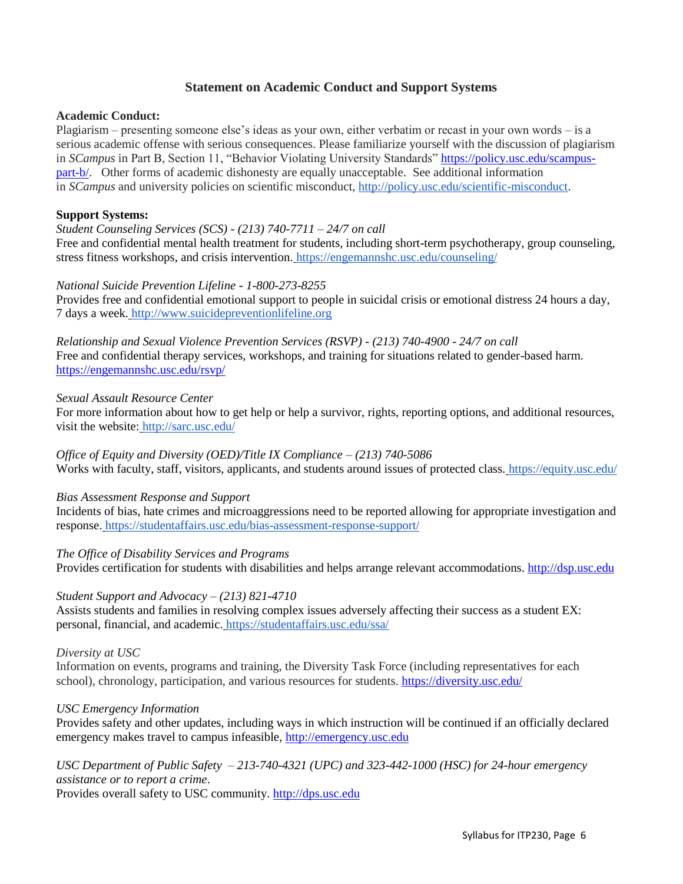## Statement on Academic Conduct and Support Systems

**Academic Conduct:**

Plagiarism – presenting someone else's ideas as your own, either verbatim or recast in your own words – is a serious academic offense with serious consequences. Please familiarize yourself with the discussion of plagiarism in *SCampus* in Part B, Section 11, "Behavior Violating University Standards" https://policy.usc.edu/scampus-part-b/. Other forms of academic dishonesty are equally unacceptable. See additional information in *SCampus* and university policies on scientific misconduct, http://policy.usc.edu/scientific-misconduct.

**Support Systems:**

*Student Counseling Services (SCS) - (213) 740-7711 – 24/7 on call*
Free and confidential mental health treatment for students, including short-term psychotherapy, group counseling, stress fitness workshops, and crisis intervention. https://engemannshc.usc.edu/counseling/

*National Suicide Prevention Lifeline - 1-800-273-8255*
Provides free and confidential emotional support to people in suicidal crisis or emotional distress 24 hours a day, 7 days a week. http://www.suicidepreventionlifeline.org

*Relationship and Sexual Violence Prevention Services (RSVP) - (213) 740-4900 - 24/7 on call*
Free and confidential therapy services, workshops, and training for situations related to gender-based harm. https://engemannshc.usc.edu/rsvp/

*Sexual Assault Resource Center*
For more information about how to get help or help a survivor, rights, reporting options, and additional resources, visit the website: http://sarc.usc.edu/

*Office of Equity and Diversity (OED)/Title IX Compliance – (213) 740-5086*
Works with faculty, staff, visitors, applicants, and students around issues of protected class. https://equity.usc.edu/

*Bias Assessment Response and Support*
Incidents of bias, hate crimes and microaggressions need to be reported allowing for appropriate investigation and response. https://studentaffairs.usc.edu/bias-assessment-response-support/

*The Office of Disability Services and Programs*
Provides certification for students with disabilities and helps arrange relevant accommodations. http://dsp.usc.edu

*Student Support and Advocacy – (213) 821-4710*
Assists students and families in resolving complex issues adversely affecting their success as a student EX: personal, financial, and academic. https://studentaffairs.usc.edu/ssa/

*Diversity at USC*
Information on events, programs and training, the Diversity Task Force (including representatives for each school), chronology, participation, and various resources for students. https://diversity.usc.edu/

*USC Emergency Information*
Provides safety and other updates, including ways in which instruction will be continued if an officially declared emergency makes travel to campus infeasible, http://emergency.usc.edu

*USC Department of Public Safety – 213-740-4321 (UPC) and 323-442-1000 (HSC) for 24-hour emergency assistance or to report a crime.*
Provides overall safety to USC community. http://dps.usc.edu